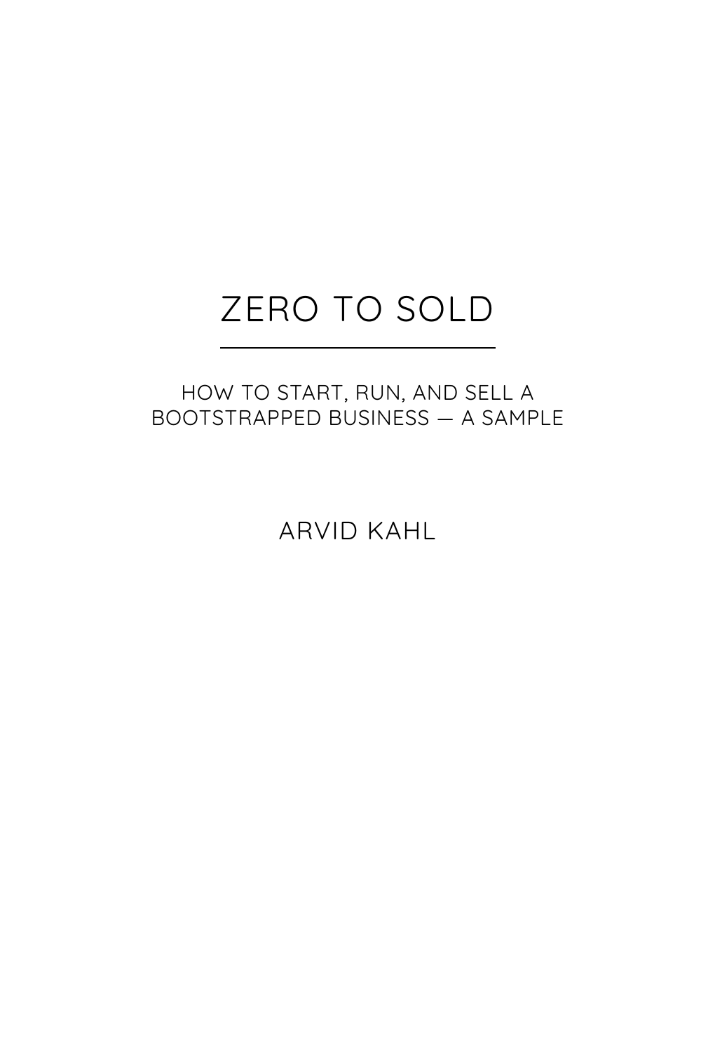# ZERO TO SOLD

HOW TO START, RUN, AND SELL A BOOTSTRAPPED BUSINESS — A SAMPLE

ARVID KAHL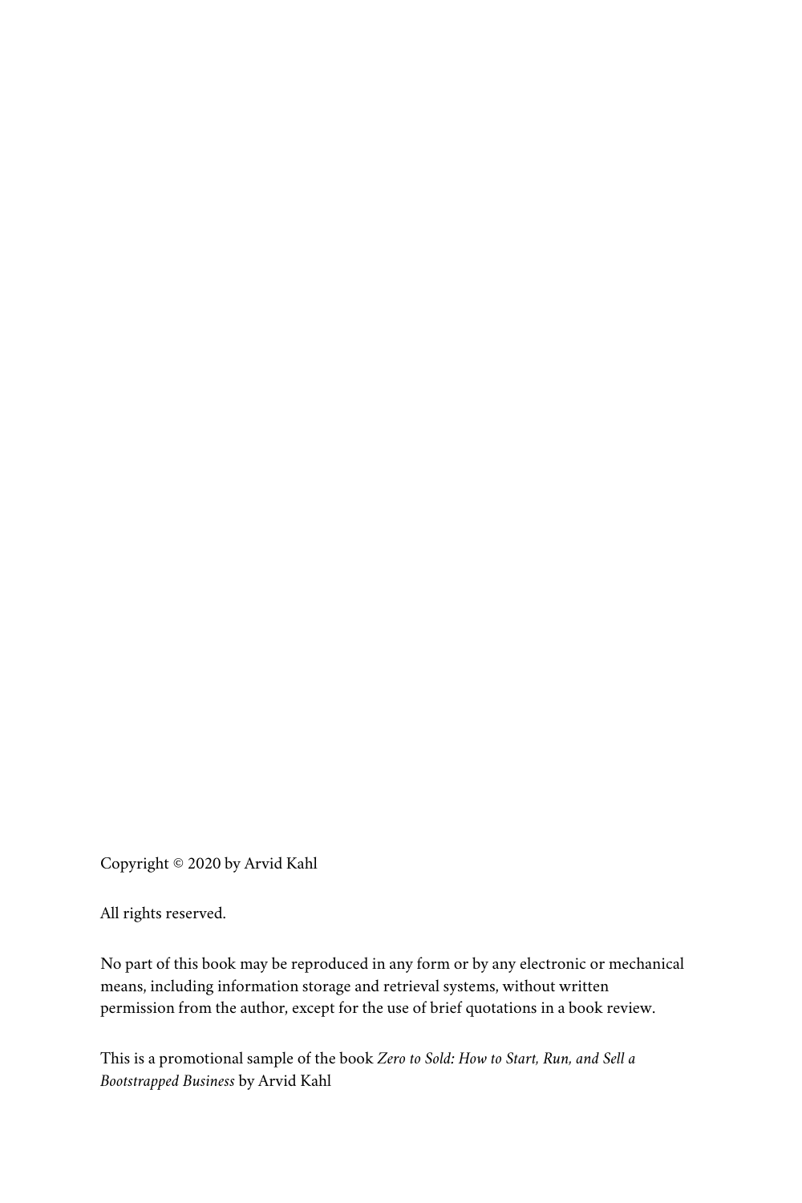Copyright © 2020 by Arvid Kahl

All rights reserved.

No part of this book may be reproduced in any form or by any electronic or mechanical means, including information storage and retrieval systems, without written permission from the author, except for the use of brief quotations in a book review.

This is a promotional sample of the book *Zero to Sold: How to Start, Run, and Sell a Bootstrapped Business* by Arvid Kahl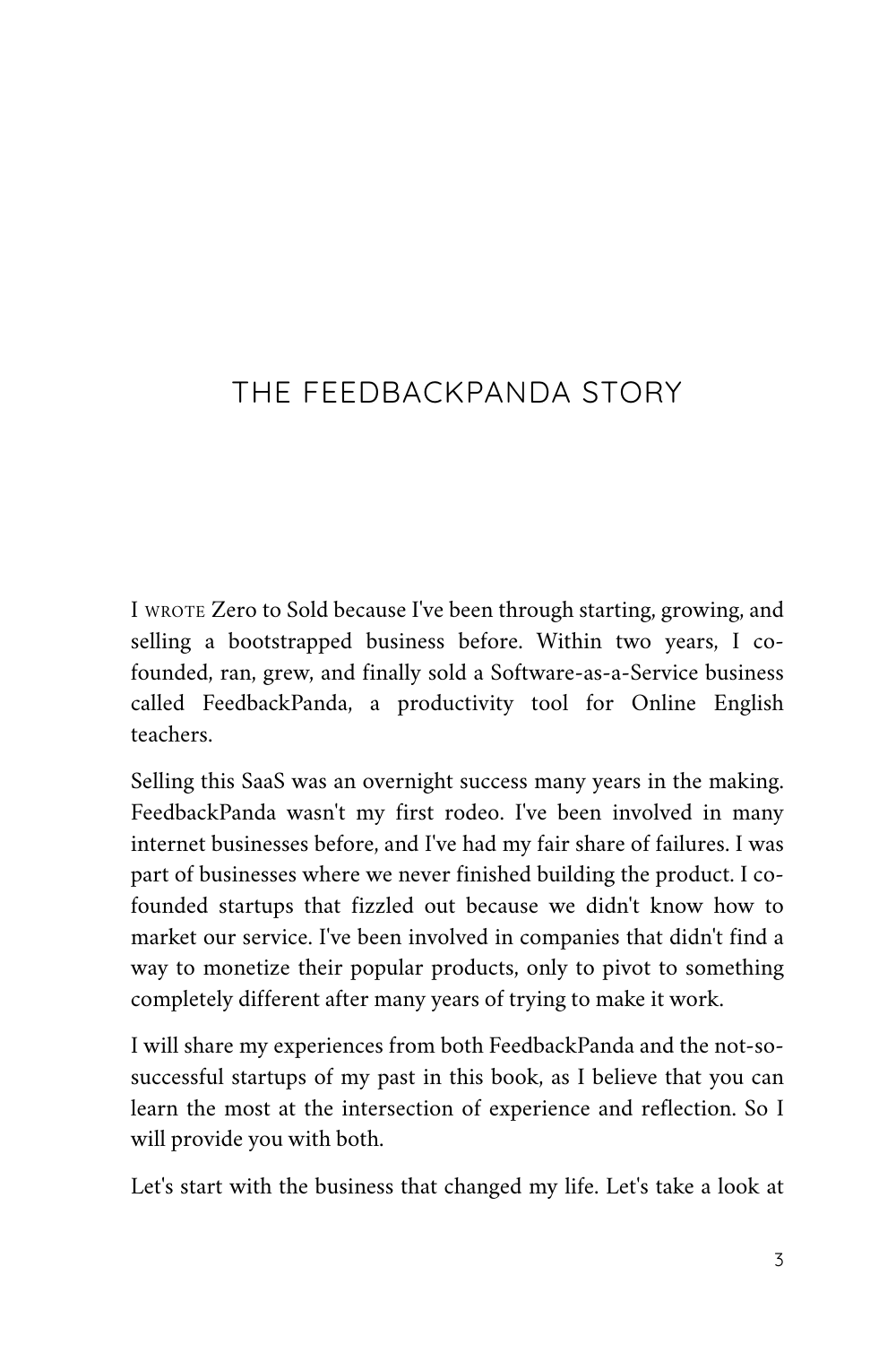# THE FEEDBACKPANDA STORY

I WROTE Zero to Sold because I've been through starting, growing, and selling a bootstrapped business before. Within two years, I co-founded, ran, grew, and finally sold a Software-as-a-Service business called FeedbackPanda, a productivity tool for Online English teachers.

Selling this SaaS was an overnight success many years in the making. FeedbackPanda wasn't my first rodeo. I've been involved in many internet businesses before, and I've had my fair share of failures. I was part of businesses where we never finished building the product. I co-founded startups that fizzled out because we didn't know how to market our service. I've been involved in companies that didn't find a way to monetize their popular products, only to pivot to something completely different after many years of trying to make it work.

I will share my experiences from both FeedbackPanda and the not-so-successful startups of my past in this book, as I believe that you can learn the most at the intersection of experience and reflection. So I will provide you with both.

Let's start with the business that changed my life. Let's take a look at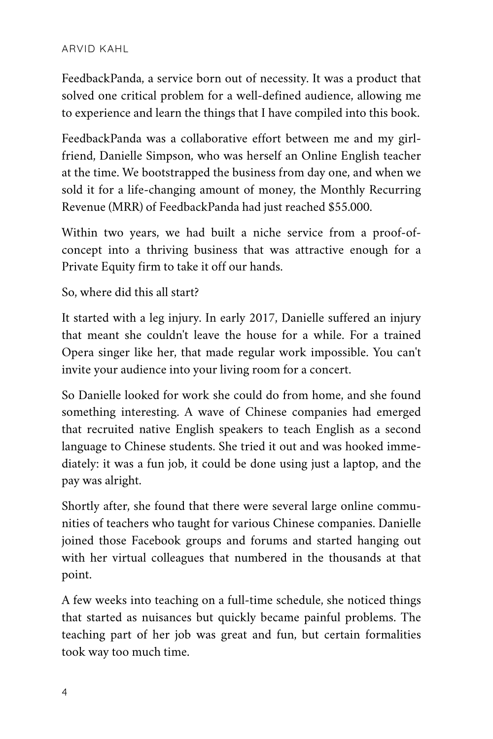FeedbackPanda, a service born out of necessity. It was a product that solved one critical problem for a well-defined audience, allowing me to experience and learn the things that I have compiled into this book.

FeedbackPanda was a collaborative effort between me and my girlfriend, Danielle Simpson, who was herself an Online English teacher at the time. We bootstrapped the business from day one, and when we sold it for a life-changing amount of money, the Monthly Recurring Revenue (MRR) of FeedbackPanda had just reached $55.000.

Within two years, we had built a niche service from a proof-of-concept into a thriving business that was attractive enough for a Private Equity firm to take it off our hands.

So, where did this all start?

It started with a leg injury. In early 2017, Danielle suffered an injury that meant she couldn't leave the house for a while. For a trained Opera singer like her, that made regular work impossible. You can't invite your audience into your living room for a concert.

So Danielle looked for work she could do from home, and she found something interesting. A wave of Chinese companies had emerged that recruited native English speakers to teach English as a second language to Chinese students. She tried it out and was hooked immediately: it was a fun job, it could be done using just a laptop, and the pay was alright.

Shortly after, she found that there were several large online communities of teachers who taught for various Chinese companies. Danielle joined those Facebook groups and forums and started hanging out with her virtual colleagues that numbered in the thousands at that point.

A few weeks into teaching on a full-time schedule, she noticed things that started as nuisances but quickly became painful problems. The teaching part of her job was great and fun, but certain formalities took way too much time.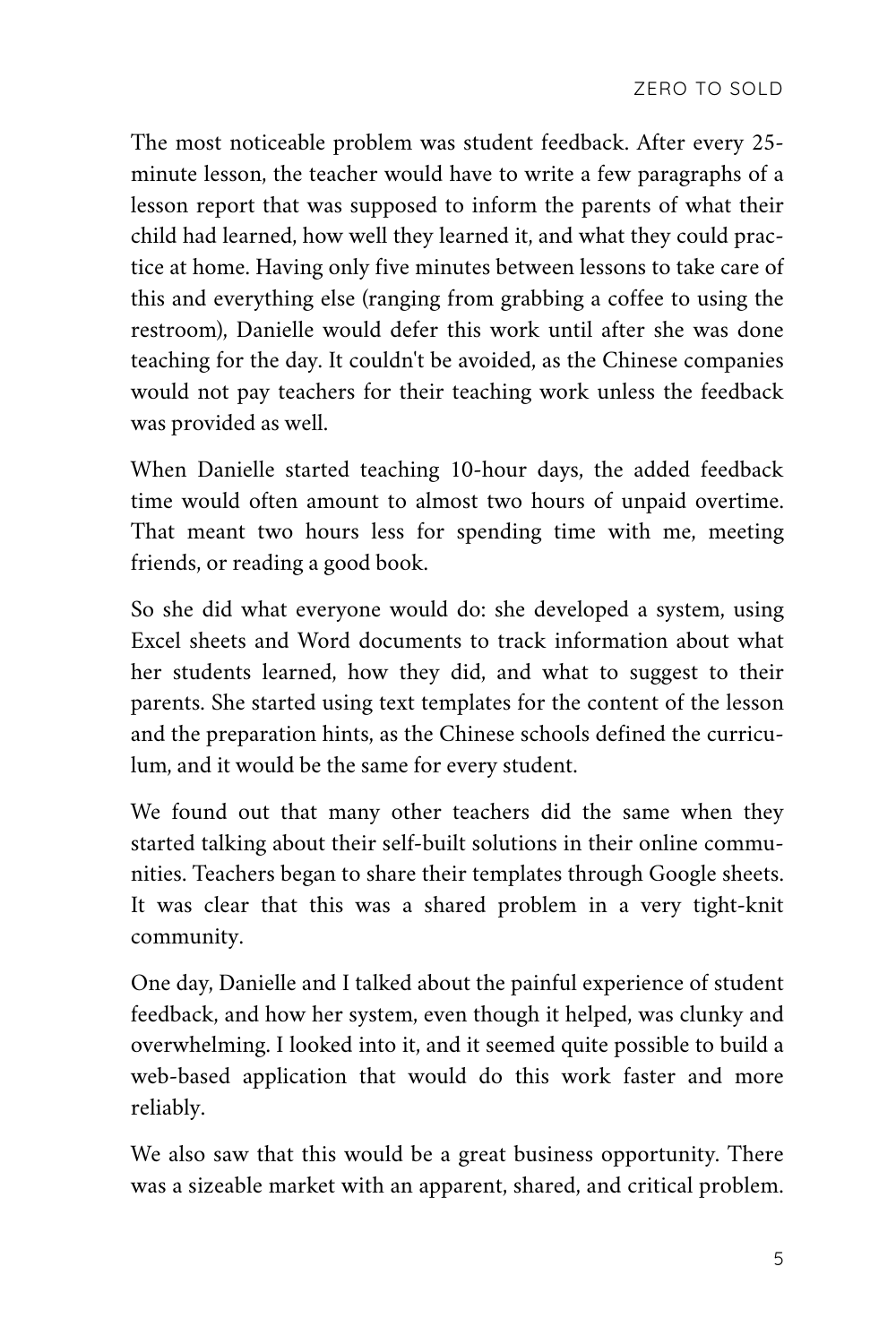The most noticeable problem was student feedback. After every 25-minute lesson, the teacher would have to write a few paragraphs of a lesson report that was supposed to inform the parents of what their child had learned, how well they learned it, and what they could practice at home. Having only five minutes between lessons to take care of this and everything else (ranging from grabbing a coffee to using the restroom), Danielle would defer this work until after she was done teaching for the day. It couldn't be avoided, as the Chinese companies would not pay teachers for their teaching work unless the feedback was provided as well.

When Danielle started teaching 10-hour days, the added feedback time would often amount to almost two hours of unpaid overtime. That meant two hours less for spending time with me, meeting friends, or reading a good book.

So she did what everyone would do: she developed a system, using Excel sheets and Word documents to track information about what her students learned, how they did, and what to suggest to their parents. She started using text templates for the content of the lesson and the preparation hints, as the Chinese schools defined the curriculum, and it would be the same for every student.

We found out that many other teachers did the same when they started talking about their self-built solutions in their online communities. Teachers began to share their templates through Google sheets. It was clear that this was a shared problem in a very tight-knit community.

One day, Danielle and I talked about the painful experience of student feedback, and how her system, even though it helped, was clunky and overwhelming. I looked into it, and it seemed quite possible to build a web-based application that would do this work faster and more reliably.

We also saw that this would be a great business opportunity. There was a sizeable market with an apparent, shared, and critical problem.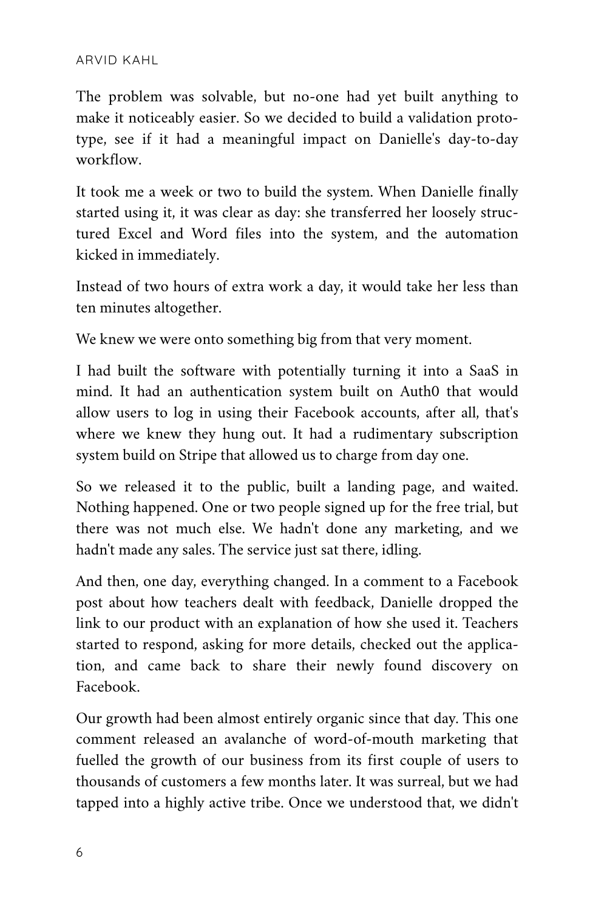The problem was solvable, but no-one had yet built anything to make it noticeably easier. So we decided to build a validation prototype, see if it had a meaningful impact on Danielle's day-to-day workflow.

It took me a week or two to build the system. When Danielle finally started using it, it was clear as day: she transferred her loosely structured Excel and Word files into the system, and the automation kicked in immediately.

Instead of two hours of extra work a day, it would take her less than ten minutes altogether.

We knew we were onto something big from that very moment.

I had built the software with potentially turning it into a SaaS in mind. It had an authentication system built on Auth0 that would allow users to log in using their Facebook accounts, after all, that's where we knew they hung out. It had a rudimentary subscription system build on Stripe that allowed us to charge from day one.

So we released it to the public, built a landing page, and waited. Nothing happened. One or two people signed up for the free trial, but there was not much else. We hadn't done any marketing, and we hadn't made any sales. The service just sat there, idling.

And then, one day, everything changed. In a comment to a Facebook post about how teachers dealt with feedback, Danielle dropped the link to our product with an explanation of how she used it. Teachers started to respond, asking for more details, checked out the application, and came back to share their newly found discovery on Facebook.

Our growth had been almost entirely organic since that day. This one comment released an avalanche of word-of-mouth marketing that fuelled the growth of our business from its first couple of users to thousands of customers a few months later. It was surreal, but we had tapped into a highly active tribe. Once we understood that, we didn't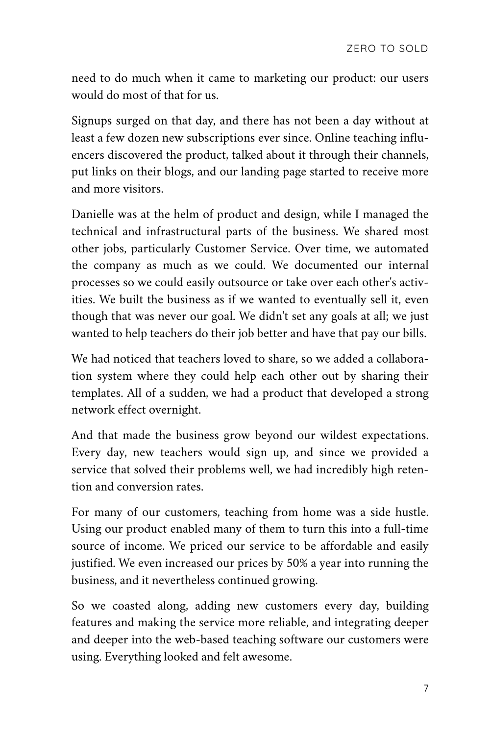need to do much when it came to marketing our product: our users would do most of that for us.

Signups surged on that day, and there has not been a day without at least a few dozen new subscriptions ever since. Online teaching influencers discovered the product, talked about it through their channels, put links on their blogs, and our landing page started to receive more and more visitors.

Danielle was at the helm of product and design, while I managed the technical and infrastructural parts of the business. We shared most other jobs, particularly Customer Service. Over time, we automated the company as much as we could. We documented our internal processes so we could easily outsource or take over each other's activities. We built the business as if we wanted to eventually sell it, even though that was never our goal. We didn't set any goals at all; we just wanted to help teachers do their job better and have that pay our bills.

We had noticed that teachers loved to share, so we added a collaboration system where they could help each other out by sharing their templates. All of a sudden, we had a product that developed a strong network effect overnight.

And that made the business grow beyond our wildest expectations. Every day, new teachers would sign up, and since we provided a service that solved their problems well, we had incredibly high retention and conversion rates.

For many of our customers, teaching from home was a side hustle. Using our product enabled many of them to turn this into a full-time source of income. We priced our service to be affordable and easily justified. We even increased our prices by 50% a year into running the business, and it nevertheless continued growing.

So we coasted along, adding new customers every day, building features and making the service more reliable, and integrating deeper and deeper into the web-based teaching software our customers were using. Everything looked and felt awesome.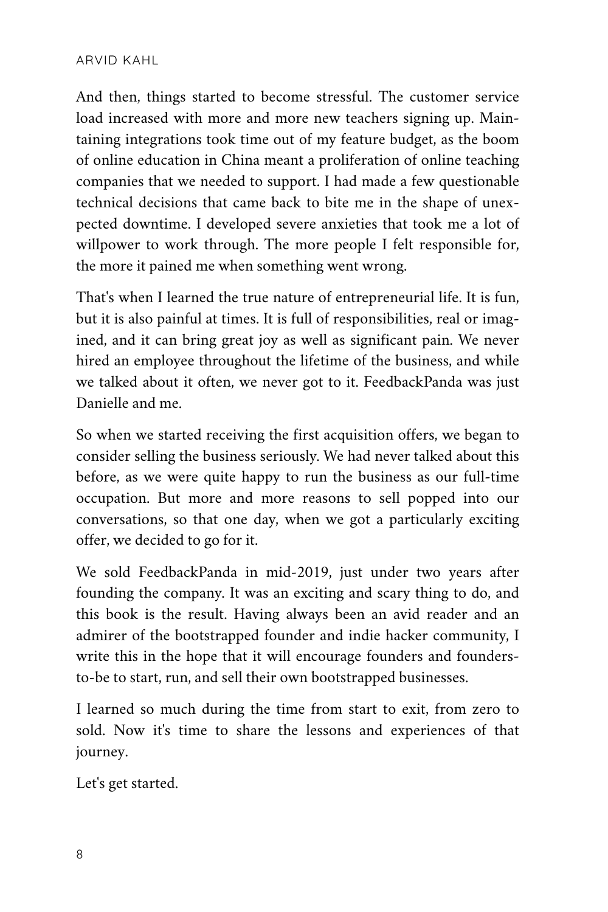And then, things started to become stressful. The customer service load increased with more and more new teachers signing up. Maintaining integrations took time out of my feature budget, as the boom of online education in China meant a proliferation of online teaching companies that we needed to support. I had made a few questionable technical decisions that came back to bite me in the shape of unexpected downtime. I developed severe anxieties that took me a lot of willpower to work through. The more people I felt responsible for, the more it pained me when something went wrong.

That's when I learned the true nature of entrepreneurial life. It is fun, but it is also painful at times. It is full of responsibilities, real or imagined, and it can bring great joy as well as significant pain. We never hired an employee throughout the lifetime of the business, and while we talked about it often, we never got to it. FeedbackPanda was just Danielle and me.

So when we started receiving the first acquisition offers, we began to consider selling the business seriously. We had never talked about this before, as we were quite happy to run the business as our full-time occupation. But more and more reasons to sell popped into our conversations, so that one day, when we got a particularly exciting offer, we decided to go for it.

We sold FeedbackPanda in mid-2019, just under two years after founding the company. It was an exciting and scary thing to do, and this book is the result. Having always been an avid reader and an admirer of the bootstrapped founder and indie hacker community, I write this in the hope that it will encourage founders and founders-to-be to start, run, and sell their own bootstrapped businesses.

I learned so much during the time from start to exit, from zero to sold. Now it's time to share the lessons and experiences of that journey.

Let's get started.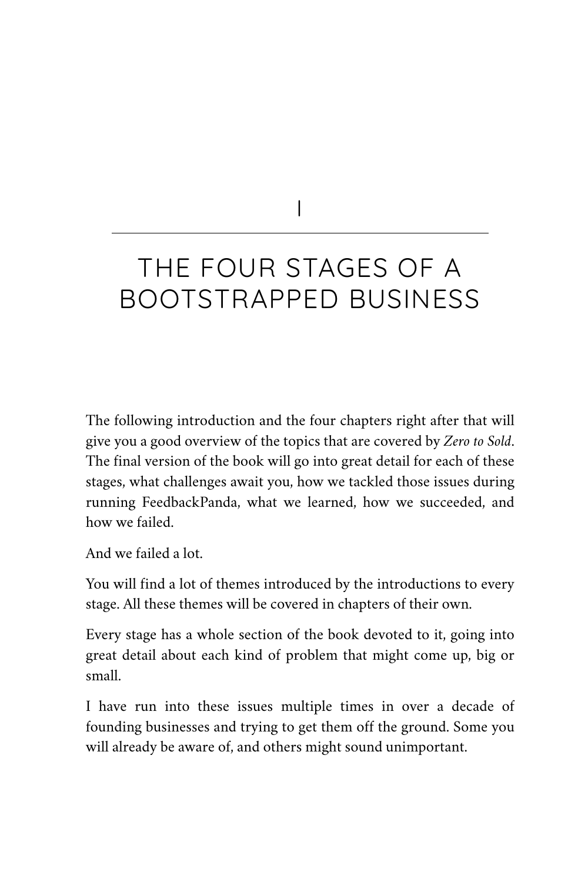# I

# THE FOUR STAGES OF A BOOTSTRAPPED BUSINESS

The following introduction and the four chapters right after that will give you a good overview of the topics that are covered by *Zero to Sold*. The final version of the book will go into great detail for each of these stages, what challenges await you, how we tackled those issues during running FeedbackPanda, what we learned, how we succeeded, and how we failed.

And we failed a lot.

You will find a lot of themes introduced by the introductions to every stage. All these themes will be covered in chapters of their own.

Every stage has a whole section of the book devoted to it, going into great detail about each kind of problem that might come up, big or small.

I have run into these issues multiple times in over a decade of founding businesses and trying to get them off the ground. Some you will already be aware of, and others might sound unimportant.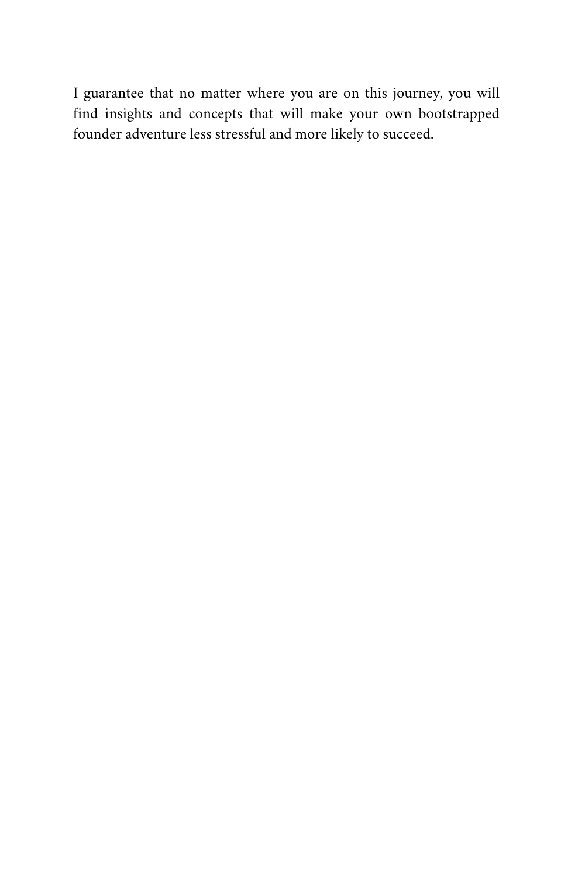I guarantee that no matter where you are on this journey, you will find insights and concepts that will make your own bootstrapped founder adventure less stressful and more likely to succeed.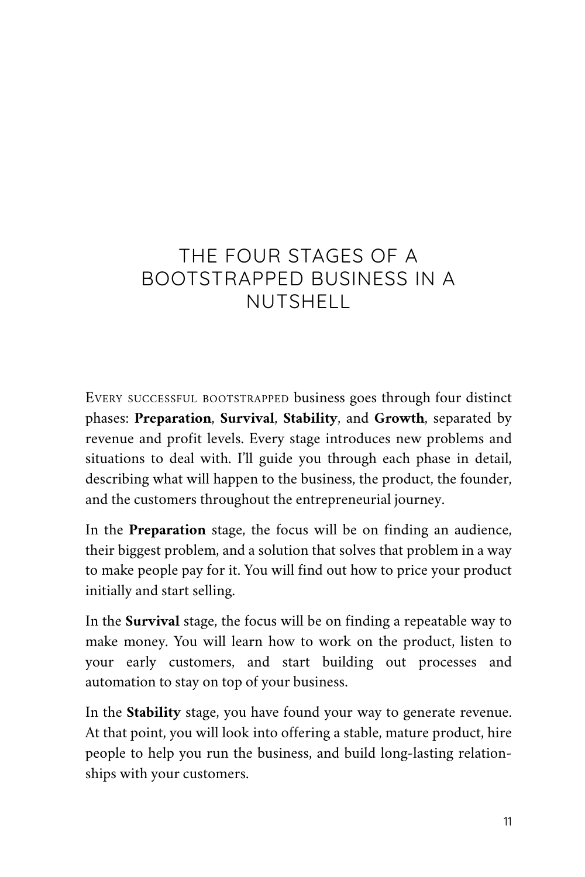# THE FOUR STAGES OF A BOOTSTRAPPED BUSINESS IN A NUTSHELL

Every successful bootstrapped business goes through four distinct phases: **Preparation**, **Survival**, **Stability**, and **Growth**, separated by revenue and profit levels. Every stage introduces new problems and situations to deal with. I'll guide you through each phase in detail, describing what will happen to the business, the product, the founder, and the customers throughout the entrepreneurial journey.

In the **Preparation** stage, the focus will be on finding an audience, their biggest problem, and a solution that solves that problem in a way to make people pay for it. You will find out how to price your product initially and start selling.

In the **Survival** stage, the focus will be on finding a repeatable way to make money. You will learn how to work on the product, listen to your early customers, and start building out processes and automation to stay on top of your business.

In the **Stability** stage, you have found your way to generate revenue. At that point, you will look into offering a stable, mature product, hire people to help you run the business, and build long-lasting relationships with your customers.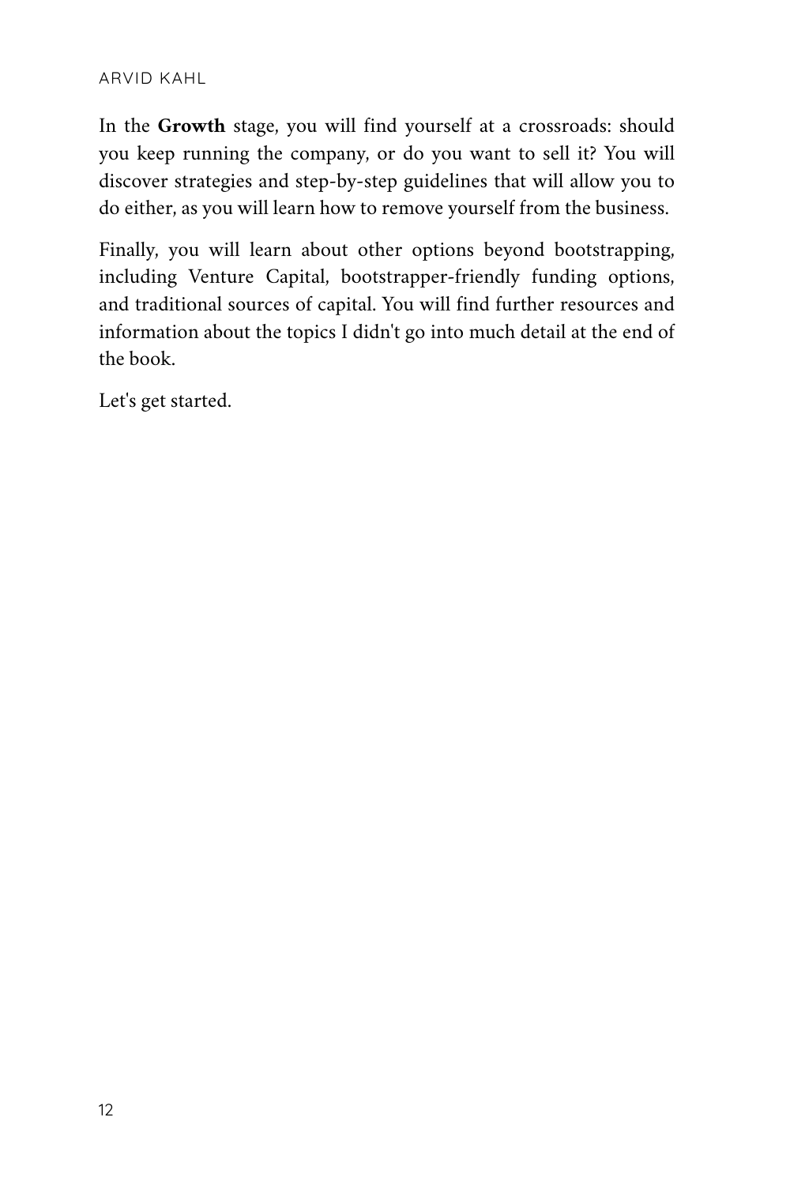In the **Growth** stage, you will find yourself at a crossroads: should you keep running the company, or do you want to sell it? You will discover strategies and step-by-step guidelines that will allow you to do either, as you will learn how to remove yourself from the business.

Finally, you will learn about other options beyond bootstrapping, including Venture Capital, bootstrapper-friendly funding options, and traditional sources of capital. You will find further resources and information about the topics I didn't go into much detail at the end of the book.

Let's get started.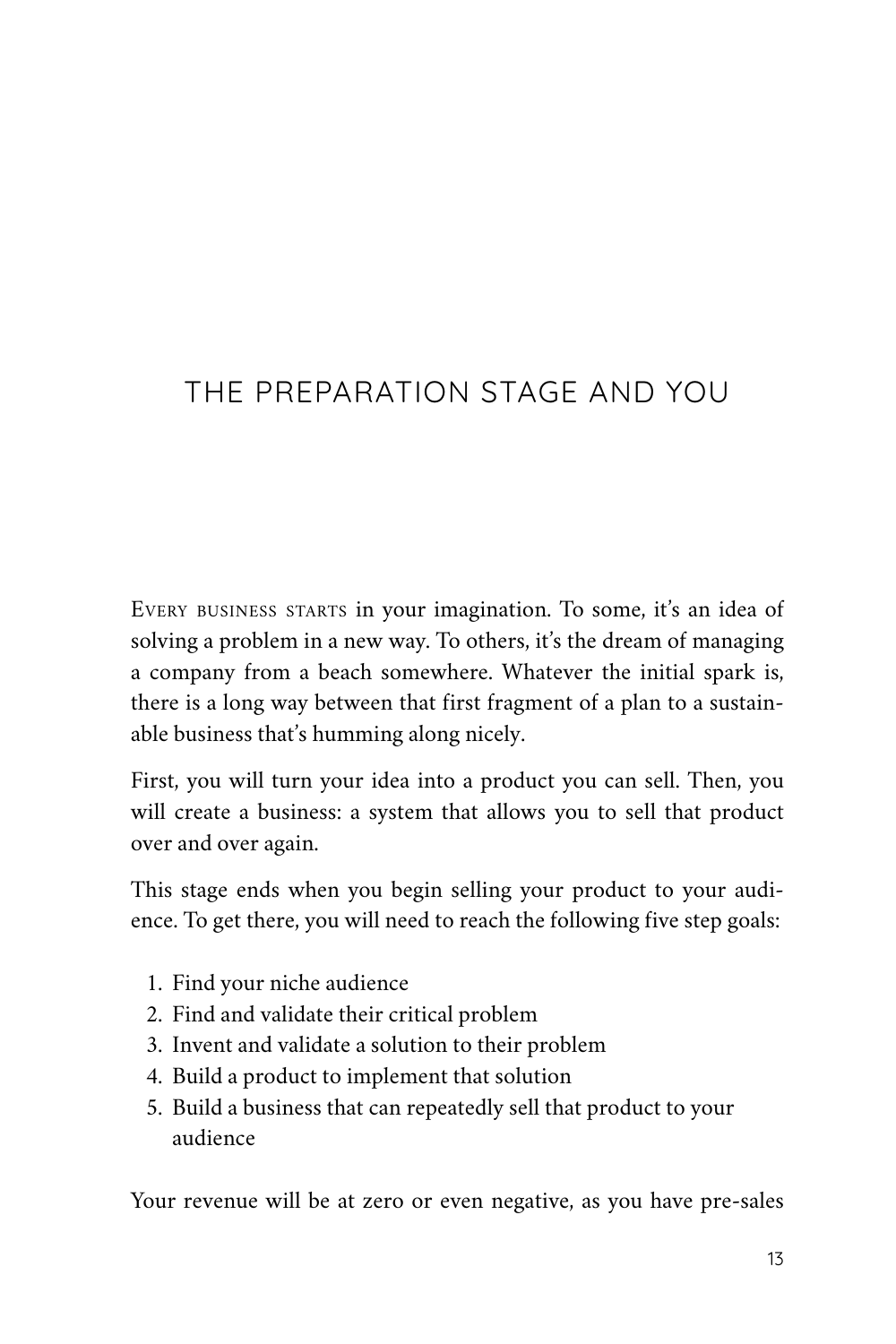# THE PREPARATION STAGE AND YOU

Every business starts in your imagination. To some, it's an idea of solving a problem in a new way. To others, it's the dream of managing a company from a beach somewhere. Whatever the initial spark is, there is a long way between that first fragment of a plan to a sustainable business that's humming along nicely.

First, you will turn your idea into a product you can sell. Then, you will create a business: a system that allows you to sell that product over and over again.

This stage ends when you begin selling your product to your audience. To get there, you will need to reach the following five step goals:

1. Find your niche audience
2. Find and validate their critical problem
3. Invent and validate a solution to their problem
4. Build a product to implement that solution
5. Build a business that can repeatedly sell that product to your audience

Your revenue will be at zero or even negative, as you have pre-sales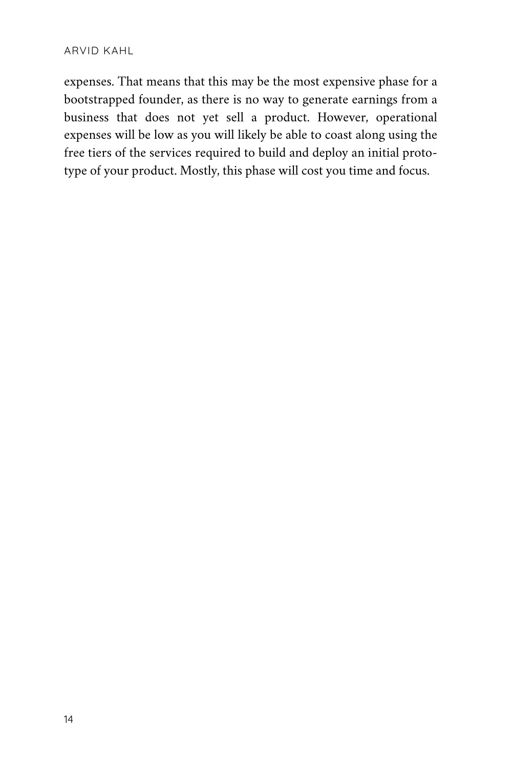expenses. That means that this may be the most expensive phase for a bootstrapped founder, as there is no way to generate earnings from a business that does not yet sell a product. However, operational expenses will be low as you will likely be able to coast along using the free tiers of the services required to build and deploy an initial prototype of your product. Mostly, this phase will cost you time and focus.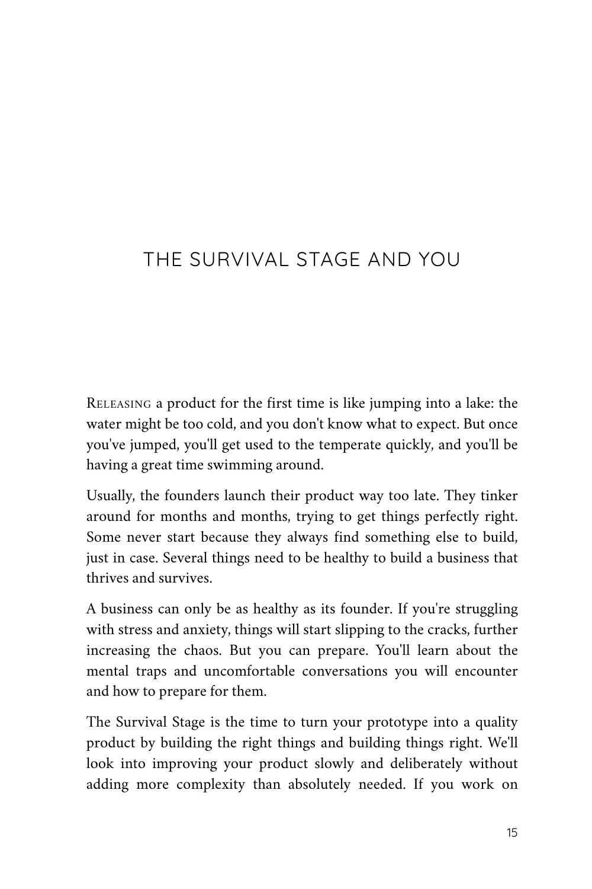# THE SURVIVAL STAGE AND YOU

RELEASING a product for the first time is like jumping into a lake: the water might be too cold, and you don't know what to expect. But once you've jumped, you'll get used to the temperate quickly, and you'll be having a great time swimming around.

Usually, the founders launch their product way too late. They tinker around for months and months, trying to get things perfectly right. Some never start because they always find something else to build, just in case. Several things need to be healthy to build a business that thrives and survives.

A business can only be as healthy as its founder. If you're struggling with stress and anxiety, things will start slipping to the cracks, further increasing the chaos. But you can prepare. You'll learn about the mental traps and uncomfortable conversations you will encounter and how to prepare for them.

The Survival Stage is the time to turn your prototype into a quality product by building the right things and building things right. We'll look into improving your product slowly and deliberately without adding more complexity than absolutely needed. If you work on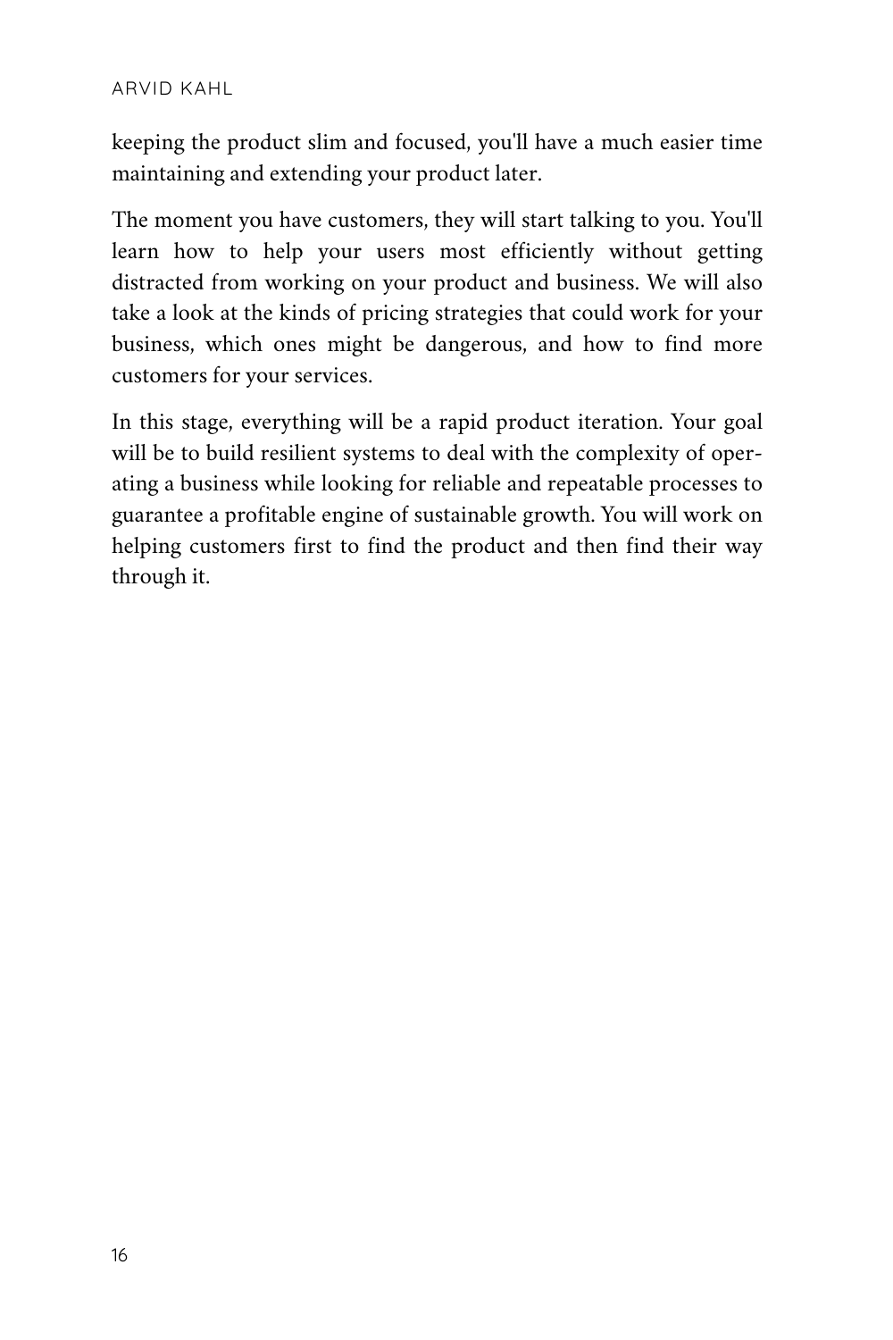keeping the product slim and focused, you'll have a much easier time maintaining and extending your product later.

The moment you have customers, they will start talking to you. You'll learn how to help your users most efficiently without getting distracted from working on your product and business. We will also take a look at the kinds of pricing strategies that could work for your business, which ones might be dangerous, and how to find more customers for your services.

In this stage, everything will be a rapid product iteration. Your goal will be to build resilient systems to deal with the complexity of operating a business while looking for reliable and repeatable processes to guarantee a profitable engine of sustainable growth. You will work on helping customers first to find the product and then find their way through it.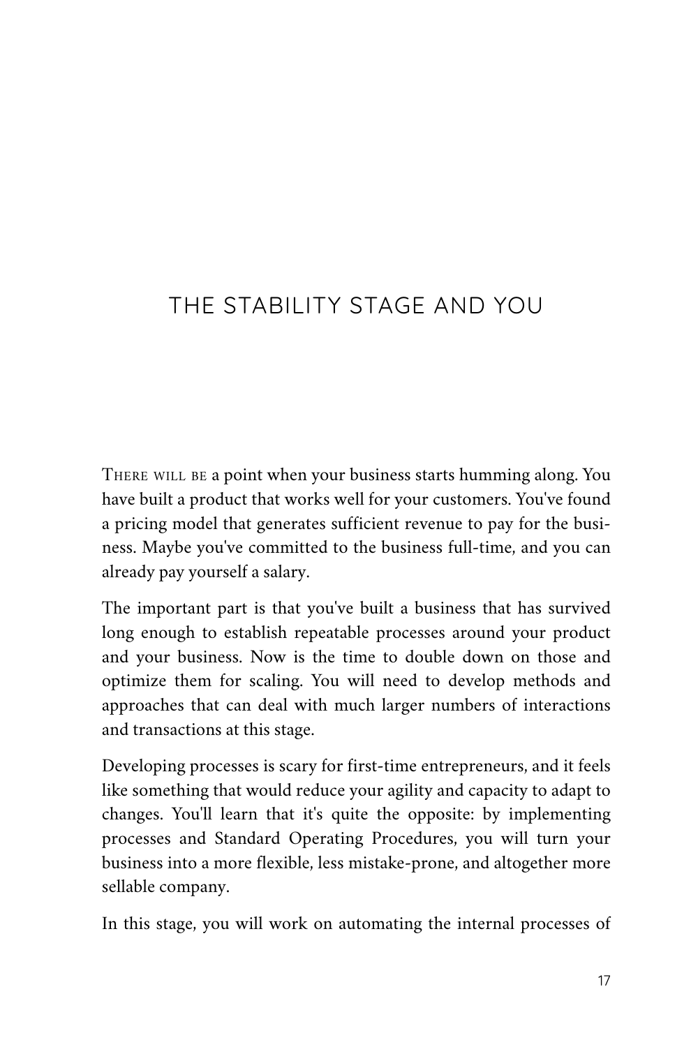# THE STABILITY STAGE AND YOU

There will be a point when your business starts humming along. You have built a product that works well for your customers. You've found a pricing model that generates sufficient revenue to pay for the business. Maybe you've committed to the business full-time, and you can already pay yourself a salary.

The important part is that you've built a business that has survived long enough to establish repeatable processes around your product and your business. Now is the time to double down on those and optimize them for scaling. You will need to develop methods and approaches that can deal with much larger numbers of interactions and transactions at this stage.

Developing processes is scary for first-time entrepreneurs, and it feels like something that would reduce your agility and capacity to adapt to changes. You'll learn that it's quite the opposite: by implementing processes and Standard Operating Procedures, you will turn your business into a more flexible, less mistake-prone, and altogether more sellable company.

In this stage, you will work on automating the internal processes of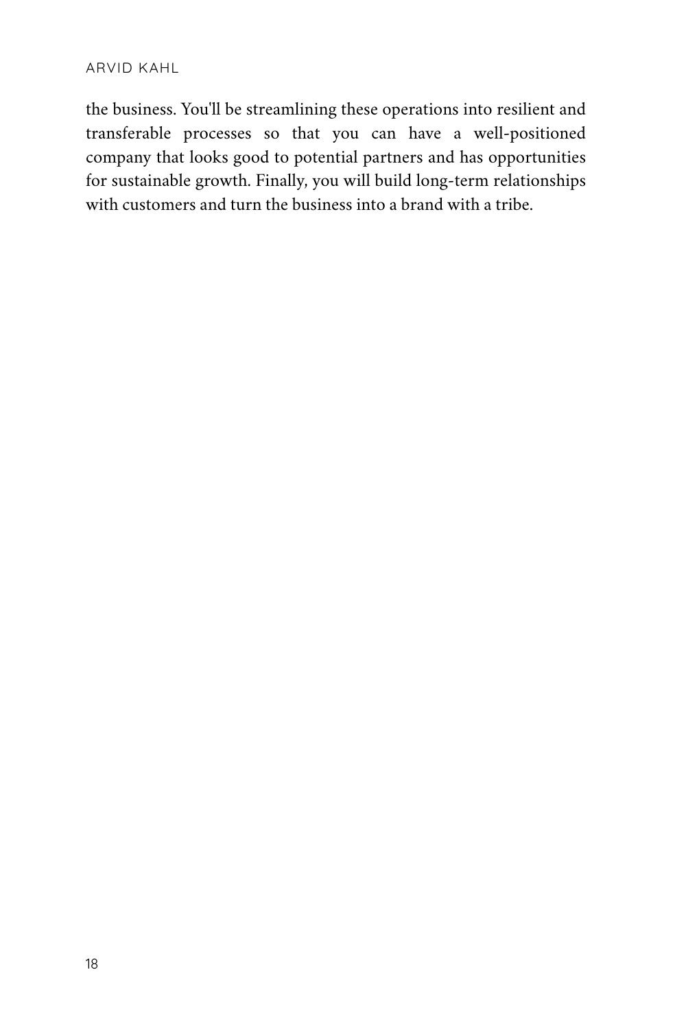the business. You'll be streamlining these operations into resilient and transferable processes so that you can have a well-positioned company that looks good to potential partners and has opportunities for sustainable growth. Finally, you will build long-term relationships with customers and turn the business into a brand with a tribe.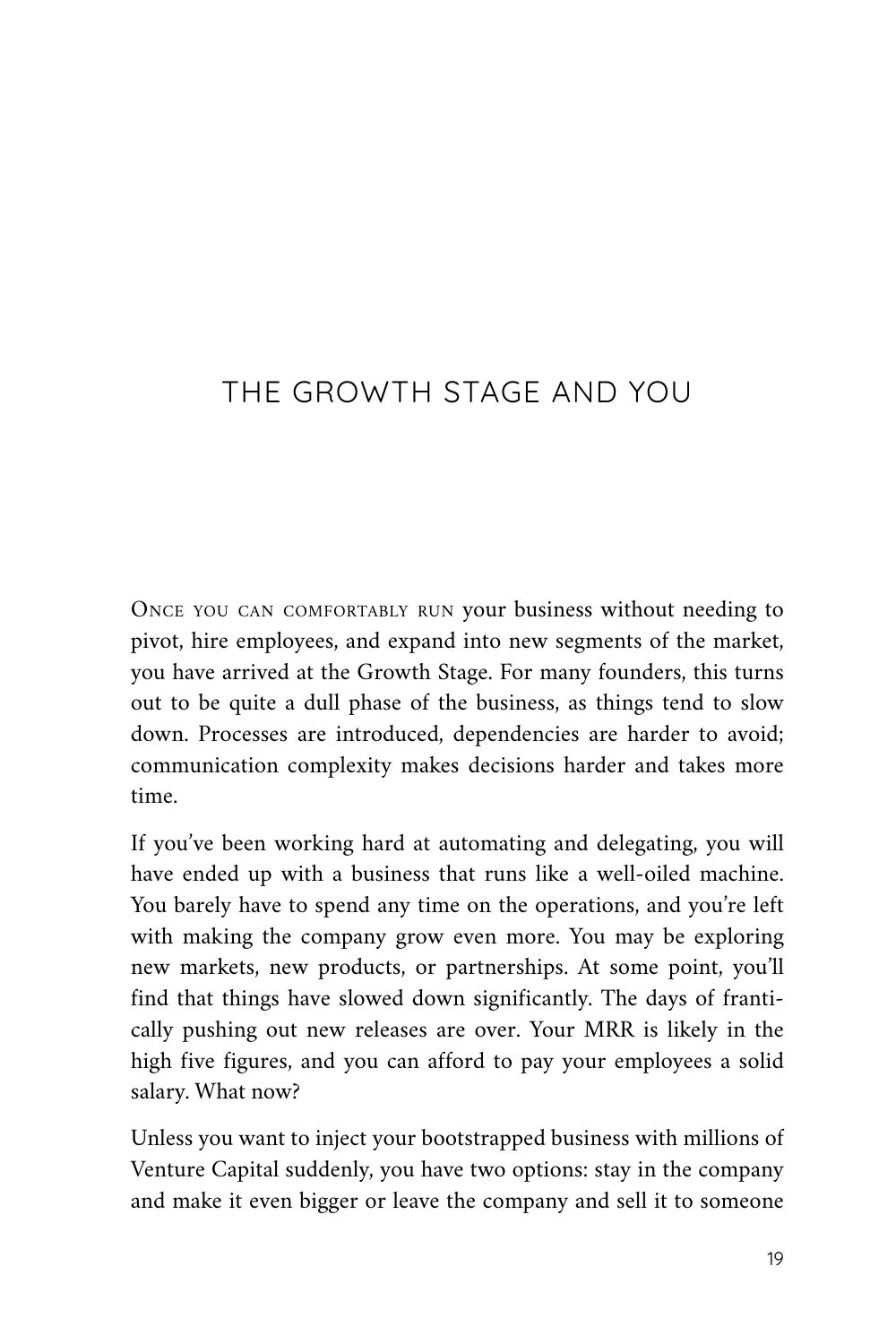# THE GROWTH STAGE AND YOU

Once you can comfortably run your business without needing to pivot, hire employees, and expand into new segments of the market, you have arrived at the Growth Stage. For many founders, this turns out to be quite a dull phase of the business, as things tend to slow down. Processes are introduced, dependencies are harder to avoid; communication complexity makes decisions harder and takes more time.

If you've been working hard at automating and delegating, you will have ended up with a business that runs like a well-oiled machine. You barely have to spend any time on the operations, and you're left with making the company grow even more. You may be exploring new markets, new products, or partnerships. At some point, you'll find that things have slowed down significantly. The days of frantically pushing out new releases are over. Your MRR is likely in the high five figures, and you can afford to pay your employees a solid salary. What now?

Unless you want to inject your bootstrapped business with millions of Venture Capital suddenly, you have two options: stay in the company and make it even bigger or leave the company and sell it to someone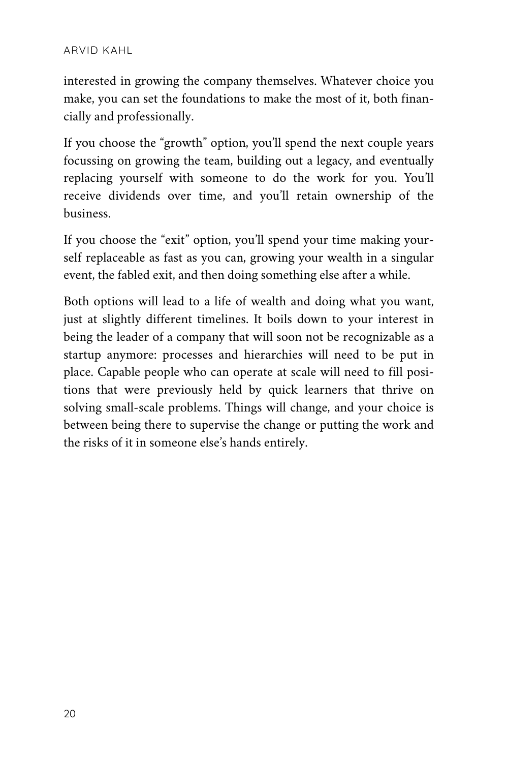interested in growing the company themselves. Whatever choice you make, you can set the foundations to make the most of it, both financially and professionally.

If you choose the "growth" option, you'll spend the next couple years focussing on growing the team, building out a legacy, and eventually replacing yourself with someone to do the work for you. You'll receive dividends over time, and you'll retain ownership of the business.

If you choose the "exit" option, you'll spend your time making yourself replaceable as fast as you can, growing your wealth in a singular event, the fabled exit, and then doing something else after a while.

Both options will lead to a life of wealth and doing what you want, just at slightly different timelines. It boils down to your interest in being the leader of a company that will soon not be recognizable as a startup anymore: processes and hierarchies will need to be put in place. Capable people who can operate at scale will need to fill positions that were previously held by quick learners that thrive on solving small-scale problems. Things will change, and your choice is between being there to supervise the change or putting the work and the risks of it in someone else's hands entirely.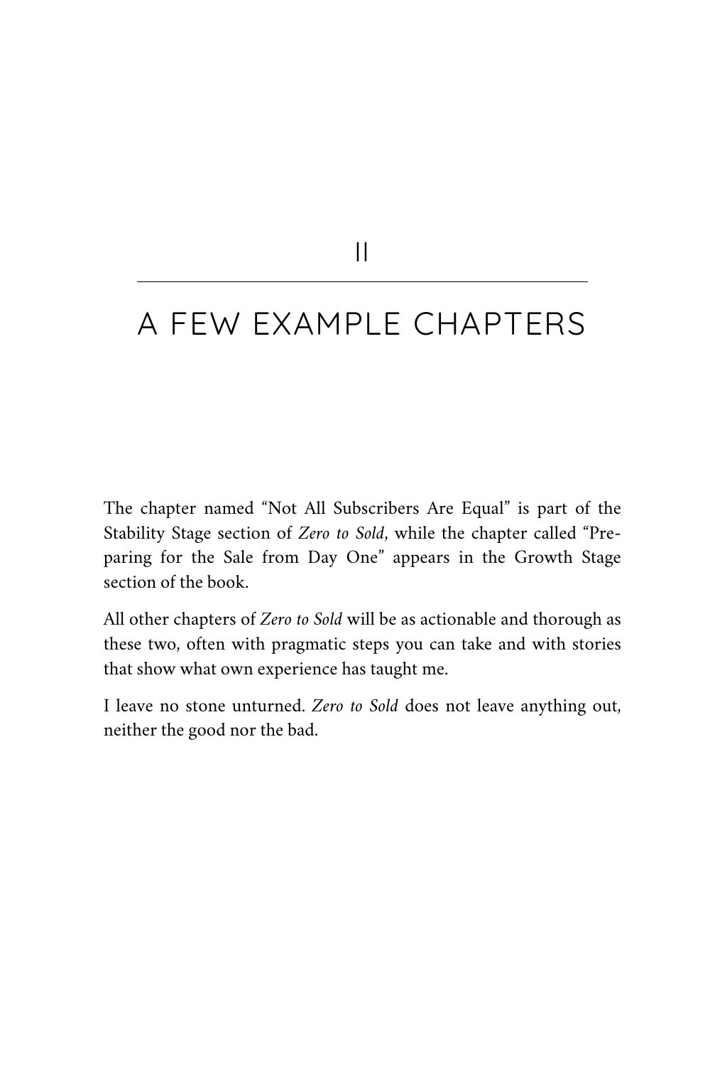# II

# A FEW EXAMPLE CHAPTERS

The chapter named "Not All Subscribers Are Equal" is part of the Stability Stage section of *Zero to Sold*, while the chapter called "Preparing for the Sale from Day One" appears in the Growth Stage section of the book.

All other chapters of *Zero to Sold* will be as actionable and thorough as these two, often with pragmatic steps you can take and with stories that show what own experience has taught me.

I leave no stone unturned. *Zero to Sold* does not leave anything out, neither the good nor the bad.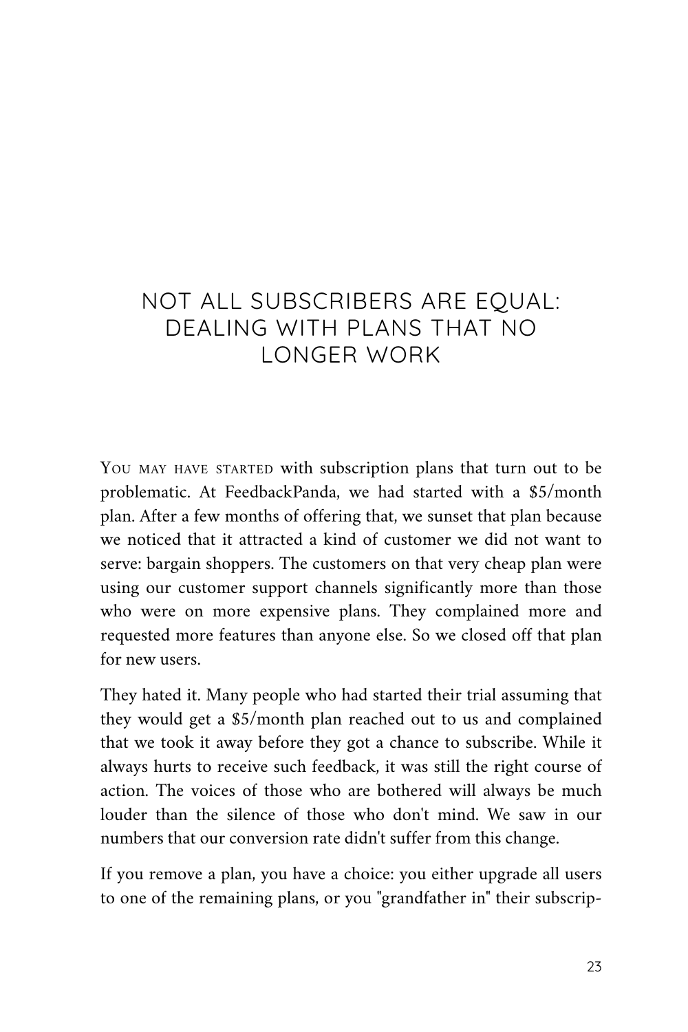# NOT ALL SUBSCRIBERS ARE EQUAL: DEALING WITH PLANS THAT NO LONGER WORK

You may have started with subscription plans that turn out to be problematic. At FeedbackPanda, we had started with a $5/month plan. After a few months of offering that, we sunset that plan because we noticed that it attracted a kind of customer we did not want to serve: bargain shoppers. The customers on that very cheap plan were using our customer support channels significantly more than those who were on more expensive plans. They complained more and requested more features than anyone else. So we closed off that plan for new users.

They hated it. Many people who had started their trial assuming that they would get a $5/month plan reached out to us and complained that we took it away before they got a chance to subscribe. While it always hurts to receive such feedback, it was still the right course of action. The voices of those who are bothered will always be much louder than the silence of those who don't mind. We saw in our numbers that our conversion rate didn't suffer from this change.

If you remove a plan, you have a choice: you either upgrade all users to one of the remaining plans, or you "grandfather in" their subscrip-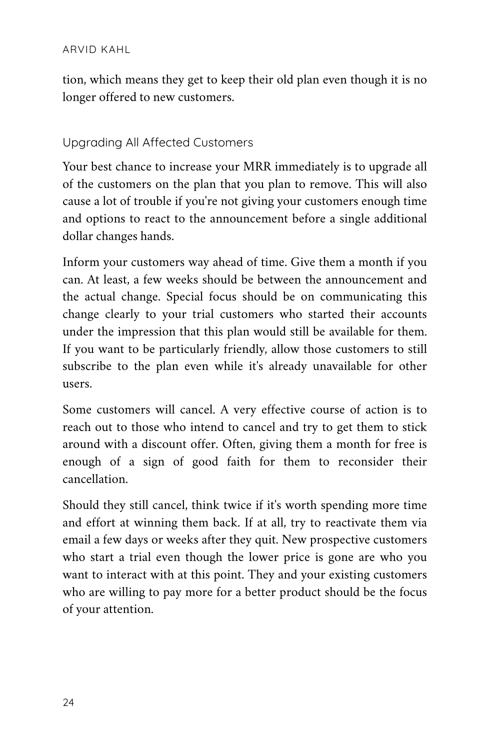tion, which means they get to keep their old plan even though it is no longer offered to new customers.

### Upgrading All Affected Customers

Your best chance to increase your MRR immediately is to upgrade all of the customers on the plan that you plan to remove. This will also cause a lot of trouble if you're not giving your customers enough time and options to react to the announcement before a single additional dollar changes hands.

Inform your customers way ahead of time. Give them a month if you can. At least, a few weeks should be between the announcement and the actual change. Special focus should be on communicating this change clearly to your trial customers who started their accounts under the impression that this plan would still be available for them. If you want to be particularly friendly, allow those customers to still subscribe to the plan even while it's already unavailable for other users.

Some customers will cancel. A very effective course of action is to reach out to those who intend to cancel and try to get them to stick around with a discount offer. Often, giving them a month for free is enough of a sign of good faith for them to reconsider their cancellation.

Should they still cancel, think twice if it's worth spending more time and effort at winning them back. If at all, try to reactivate them via email a few days or weeks after they quit. New prospective customers who start a trial even though the lower price is gone are who you want to interact with at this point. They and your existing customers who are willing to pay more for a better product should be the focus of your attention.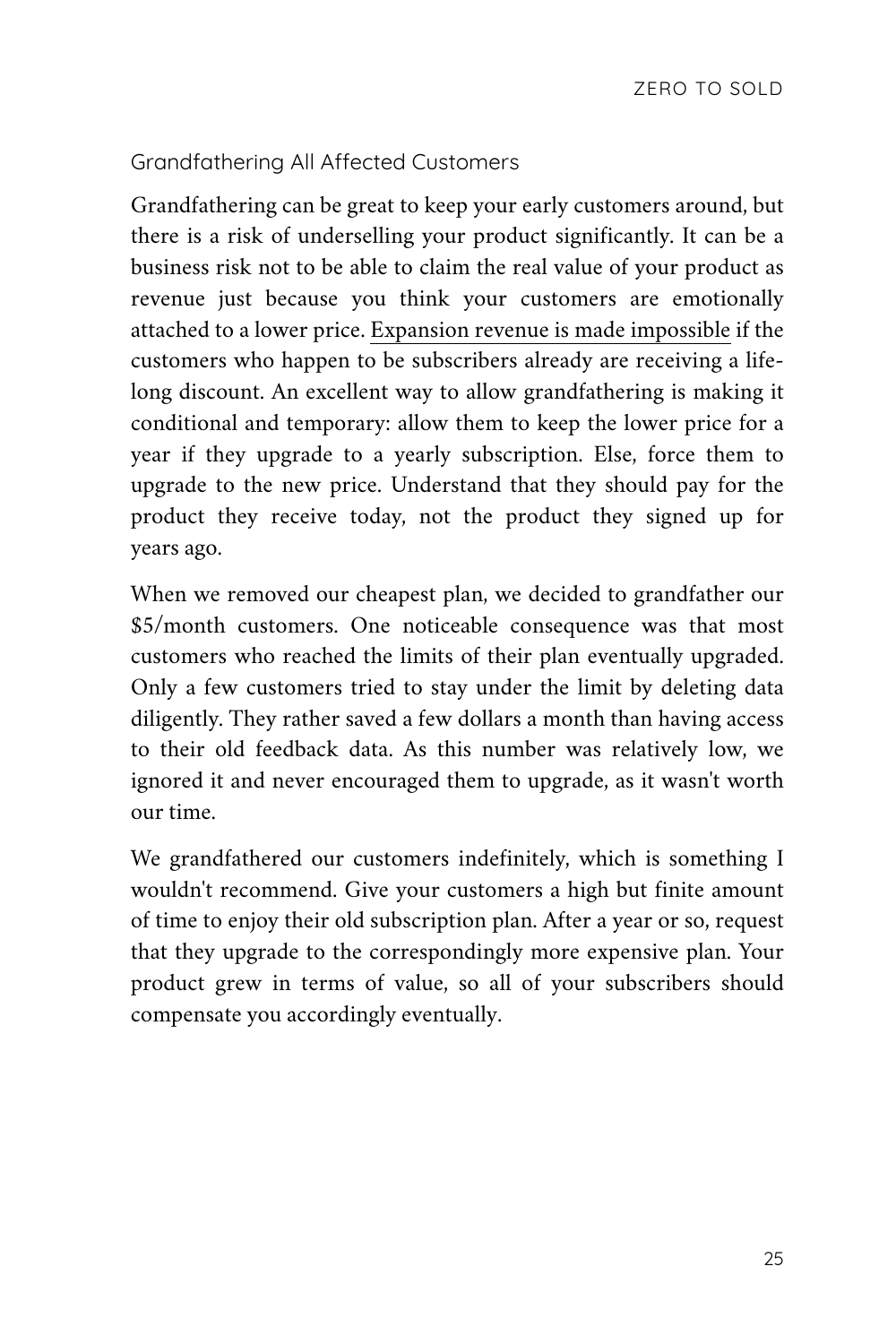### Grandfathering All Affected Customers

Grandfathering can be great to keep your early customers around, but there is a risk of underselling your product significantly. It can be a business risk not to be able to claim the real value of your product as revenue just because you think your customers are emotionally attached to a lower price. Expansion revenue is made impossible if the customers who happen to be subscribers already are receiving a lifelong discount. An excellent way to allow grandfathering is making it conditional and temporary: allow them to keep the lower price for a year if they upgrade to a yearly subscription. Else, force them to upgrade to the new price. Understand that they should pay for the product they receive today, not the product they signed up for years ago.

When we removed our cheapest plan, we decided to grandfather our $5/month customers. One noticeable consequence was that most customers who reached the limits of their plan eventually upgraded. Only a few customers tried to stay under the limit by deleting data diligently. They rather saved a few dollars a month than having access to their old feedback data. As this number was relatively low, we ignored it and never encouraged them to upgrade, as it wasn't worth our time.

We grandfathered our customers indefinitely, which is something I wouldn't recommend. Give your customers a high but finite amount of time to enjoy their old subscription plan. After a year or so, request that they upgrade to the correspondingly more expensive plan. Your product grew in terms of value, so all of your subscribers should compensate you accordingly eventually.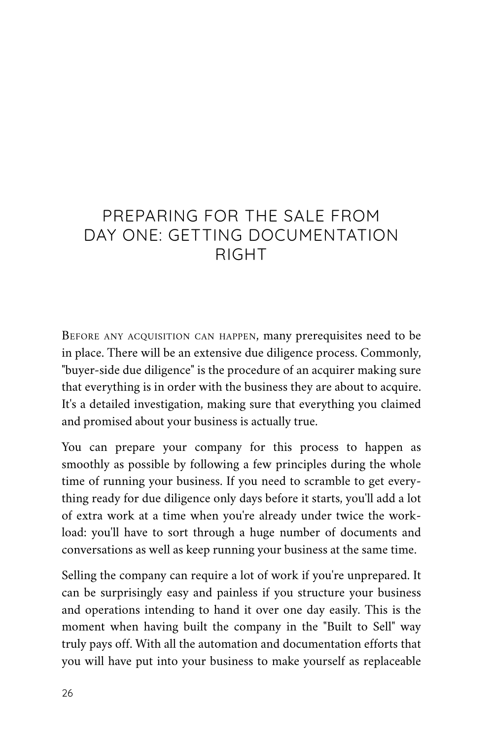# PREPARING FOR THE SALE FROM DAY ONE: GETTING DOCUMENTATION RIGHT

Before any acquisition can happen, many prerequisites need to be in place. There will be an extensive due diligence process. Commonly, "buyer-side due diligence" is the procedure of an acquirer making sure that everything is in order with the business they are about to acquire. It's a detailed investigation, making sure that everything you claimed and promised about your business is actually true.

You can prepare your company for this process to happen as smoothly as possible by following a few principles during the whole time of running your business. If you need to scramble to get everything ready for due diligence only days before it starts, you'll add a lot of extra work at a time when you're already under twice the workload: you'll have to sort through a huge number of documents and conversations as well as keep running your business at the same time.

Selling the company can require a lot of work if you're unprepared. It can be surprisingly easy and painless if you structure your business and operations intending to hand it over one day easily. This is the moment when having built the company in the "Built to Sell" way truly pays off. With all the automation and documentation efforts that you will have put into your business to make yourself as replaceable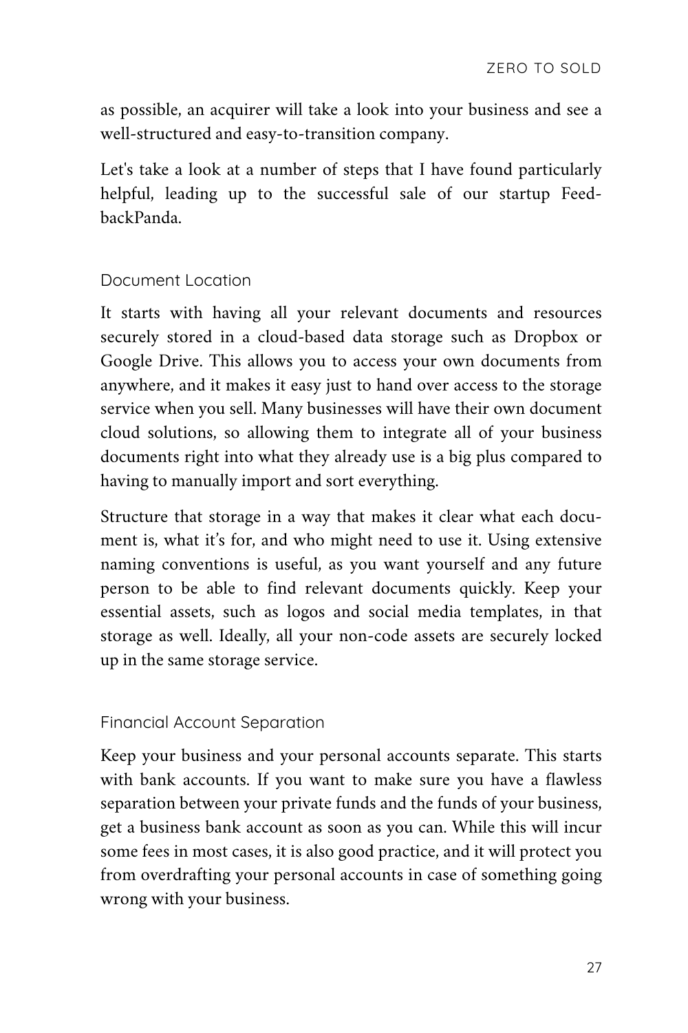as possible, an acquirer will take a look into your business and see a well-structured and easy-to-transition company.

Let's take a look at a number of steps that I have found particularly helpful, leading up to the successful sale of our startup FeedbackPanda.

### Document Location

It starts with having all your relevant documents and resources securely stored in a cloud-based data storage such as Dropbox or Google Drive. This allows you to access your own documents from anywhere, and it makes it easy just to hand over access to the storage service when you sell. Many businesses will have their own document cloud solutions, so allowing them to integrate all of your business documents right into what they already use is a big plus compared to having to manually import and sort everything.

Structure that storage in a way that makes it clear what each document is, what it's for, and who might need to use it. Using extensive naming conventions is useful, as you want yourself and any future person to be able to find relevant documents quickly. Keep your essential assets, such as logos and social media templates, in that storage as well. Ideally, all your non-code assets are securely locked up in the same storage service.

### Financial Account Separation

Keep your business and your personal accounts separate. This starts with bank accounts. If you want to make sure you have a flawless separation between your private funds and the funds of your business, get a business bank account as soon as you can. While this will incur some fees in most cases, it is also good practice, and it will protect you from overdrafting your personal accounts in case of something going wrong with your business.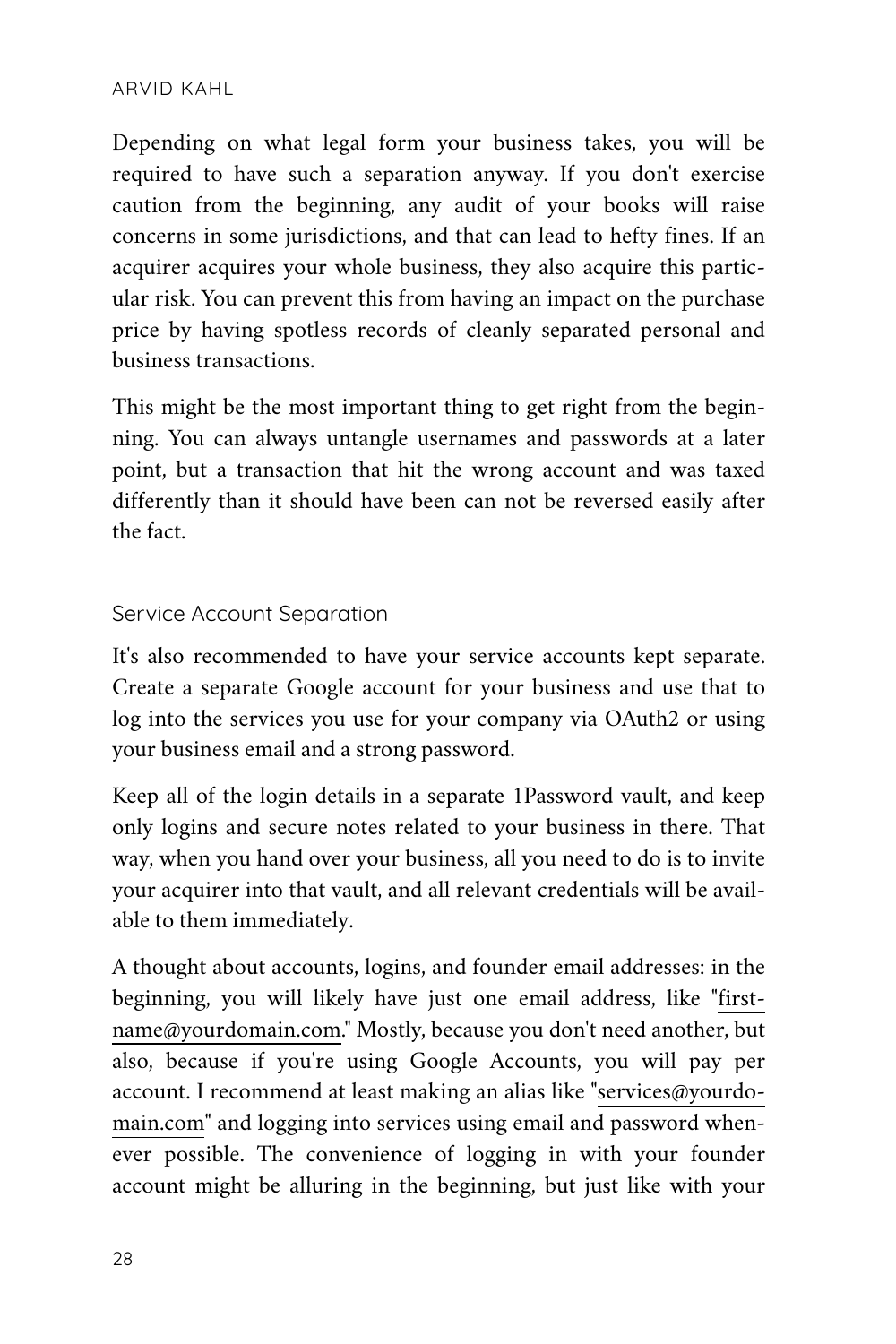Depending on what legal form your business takes, you will be required to have such a separation anyway. If you don't exercise caution from the beginning, any audit of your books will raise concerns in some jurisdictions, and that can lead to hefty fines. If an acquirer acquires your whole business, they also acquire this particular risk. You can prevent this from having an impact on the purchase price by having spotless records of cleanly separated personal and business transactions.

This might be the most important thing to get right from the beginning. You can always untangle usernames and passwords at a later point, but a transaction that hit the wrong account and was taxed differently than it should have been can not be reversed easily after the fact.

### Service Account Separation

It's also recommended to have your service accounts kept separate. Create a separate Google account for your business and use that to log into the services you use for your company via OAuth2 or using your business email and a strong password.

Keep all of the login details in a separate 1Password vault, and keep only logins and secure notes related to your business in there. That way, when you hand over your business, all you need to do is to invite your acquirer into that vault, and all relevant credentials will be available to them immediately.

A thought about accounts, logins, and founder email addresses: in the beginning, you will likely have just one email address, like "firstname@yourdomain.com." Mostly, because you don't need another, but also, because if you're using Google Accounts, you will pay per account. I recommend at least making an alias like "services@yourdomain.com" and logging into services using email and password whenever possible. The convenience of logging in with your founder account might be alluring in the beginning, but just like with your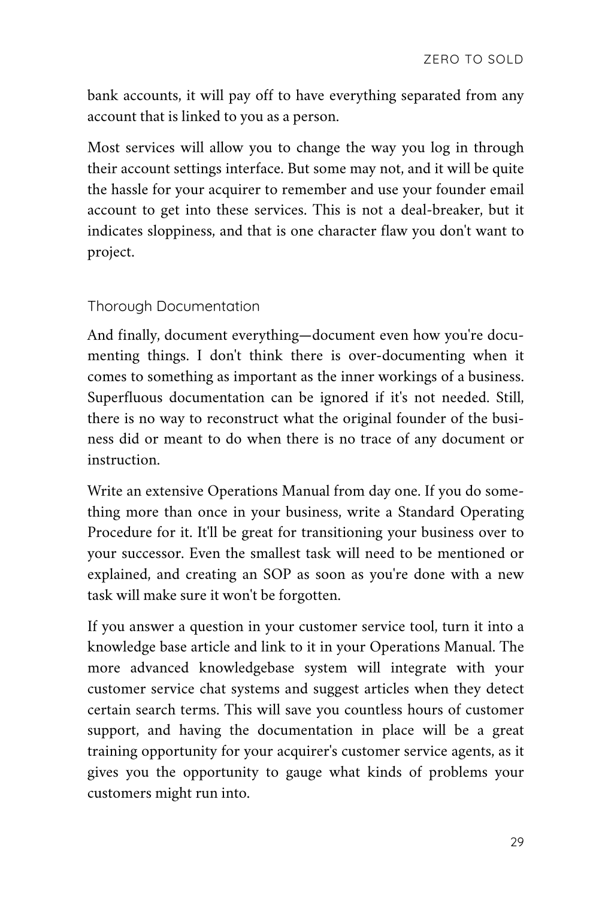bank accounts, it will pay off to have everything separated from any account that is linked to you as a person.

Most services will allow you to change the way you log in through their account settings interface. But some may not, and it will be quite the hassle for your acquirer to remember and use your founder email account to get into these services. This is not a deal-breaker, but it indicates sloppiness, and that is one character flaw you don't want to project.

### Thorough Documentation

And finally, document everything—document even how you're documenting things. I don't think there is over-documenting when it comes to something as important as the inner workings of a business. Superfluous documentation can be ignored if it's not needed. Still, there is no way to reconstruct what the original founder of the business did or meant to do when there is no trace of any document or instruction.

Write an extensive Operations Manual from day one. If you do something more than once in your business, write a Standard Operating Procedure for it. It'll be great for transitioning your business over to your successor. Even the smallest task will need to be mentioned or explained, and creating an SOP as soon as you're done with a new task will make sure it won't be forgotten.

If you answer a question in your customer service tool, turn it into a knowledge base article and link to it in your Operations Manual. The more advanced knowledgebase system will integrate with your customer service chat systems and suggest articles when they detect certain search terms. This will save you countless hours of customer support, and having the documentation in place will be a great training opportunity for your acquirer's customer service agents, as it gives you the opportunity to gauge what kinds of problems your customers might run into.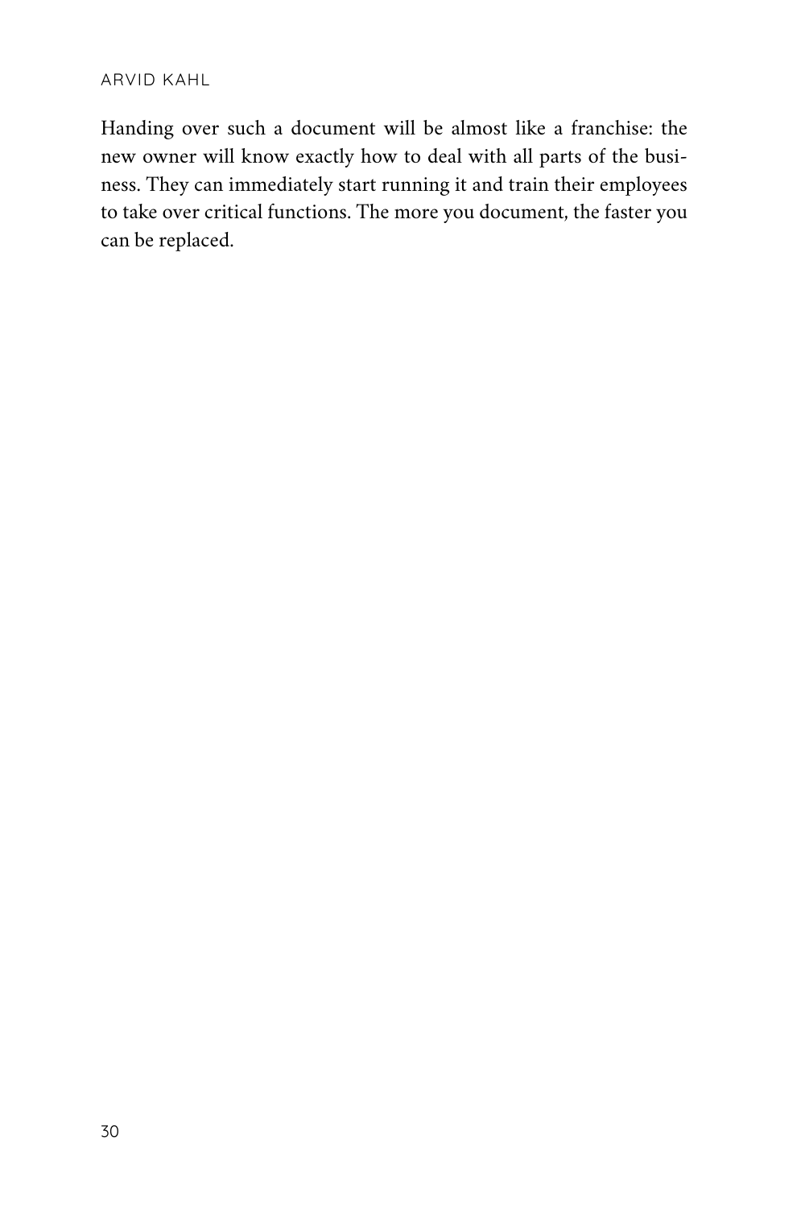Handing over such a document will be almost like a franchise: the new owner will know exactly how to deal with all parts of the business. They can immediately start running it and train their employees to take over critical functions. The more you document, the faster you can be replaced.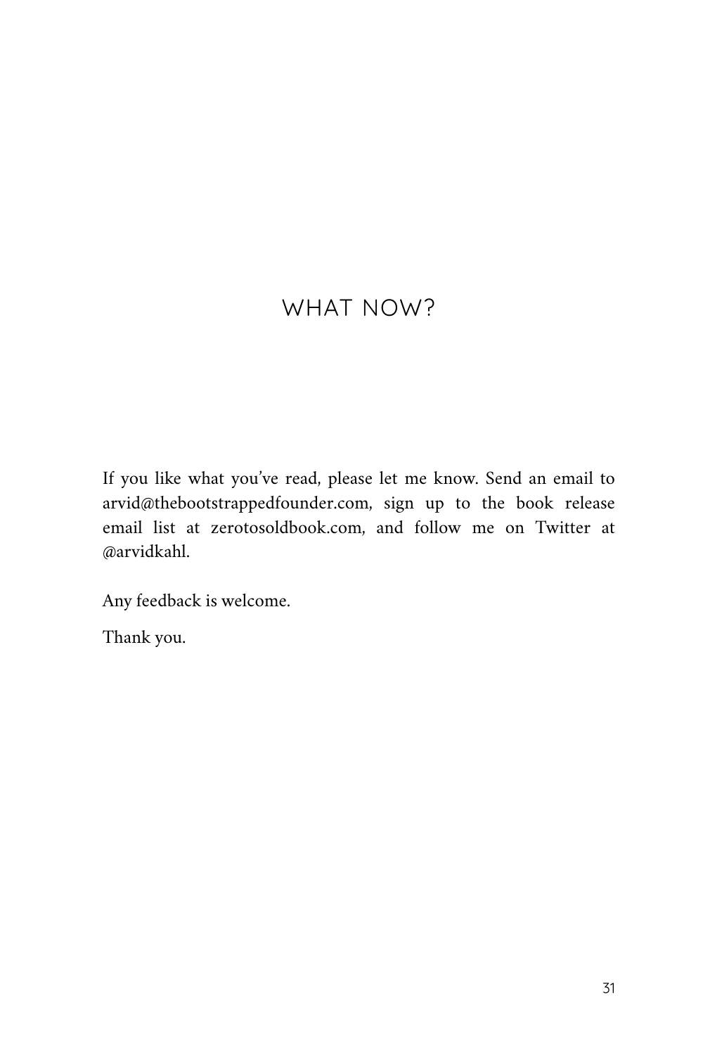# WHAT NOW?

If you like what you've read, please let me know. Send an email to arvid@thebootstrappedfounder.com, sign up to the book release email list at zerotosoldbook.com, and follow me on Twitter at @arvidkahl.

Any feedback is welcome.

Thank you.